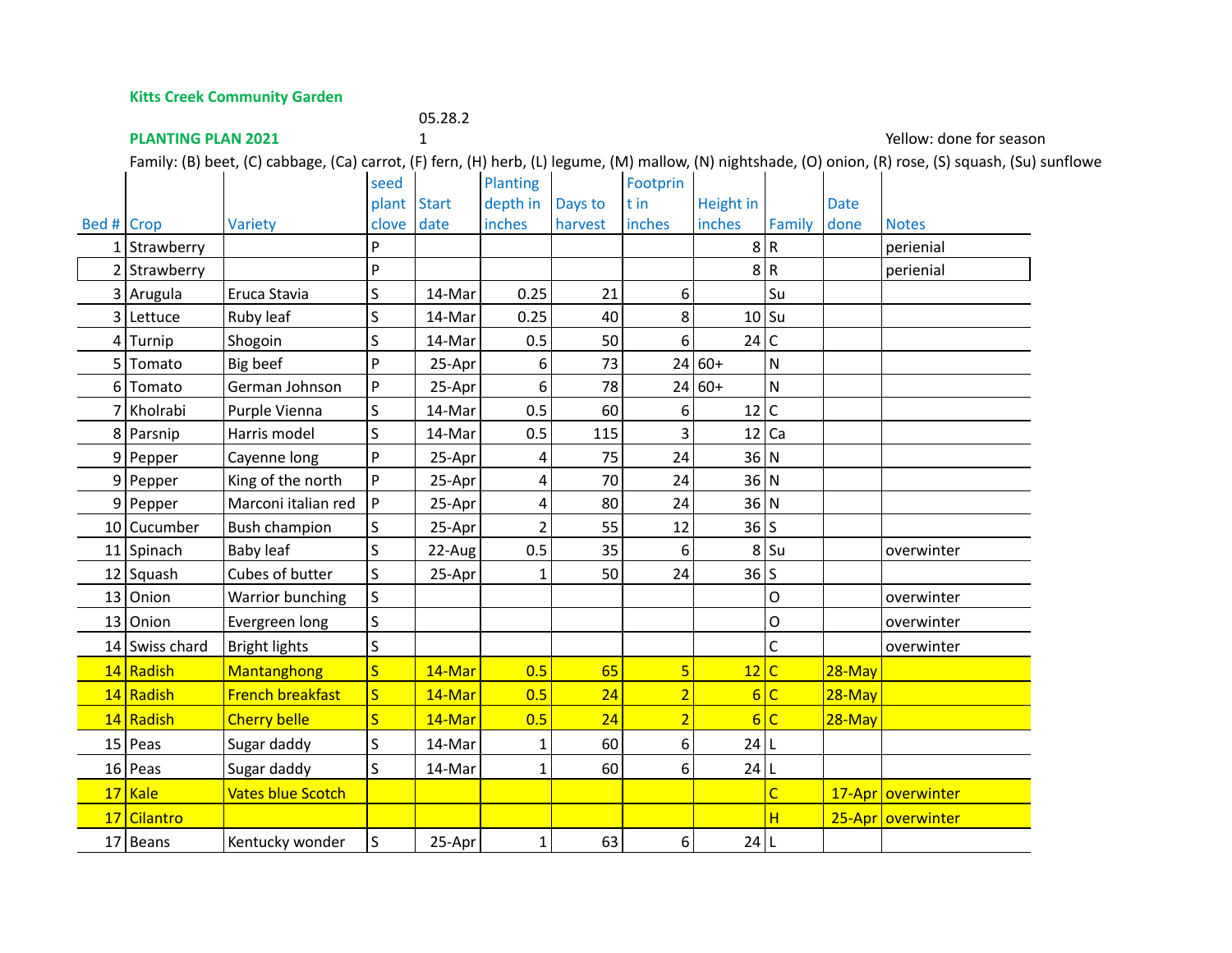**Kitts Creek Community Garden**

**PLANTING PLAN 2021** 05.28.21 Yellow: done for season

Family: (B) beet, (C) cabbage, (Ca) carrot, (F) fern, (H) herb, (L) legume, (M) mallow, (N) nightshade, (O) onion, (R) rose, (S) squash, (Su) sunflowe

| Bed # | Crop | Variety | seed plant clove | Start date | Planting depth in inches | Days to harvest | Footprint in inches | Height in inches | Family | Date done | Notes |
|---|---|---|---|---|---|---|---|---|---|---|---|
| 1 | Strawberry | | P | | | | | 8 | R | | perienial |
| 2 | Strawberry | | P | | | | | 8 | R | | perienial |
| 3 | Arugula | Eruca Stavia | S | 14-Mar | 0.25 | 21 | 6 | | Su | | |
| 3 | Lettuce | Ruby leaf | S | 14-Mar | 0.25 | 40 | 8 | 10 | Su | | |
| 4 | Turnip | Shogoin | S | 14-Mar | 0.5 | 50 | 6 | 24 | C | | |
| 5 | Tomato | Big beef | P | 25-Apr | 6 | 73 | 24 | 60+ | N | | |
| 6 | Tomato | German Johnson | P | 25-Apr | 6 | 78 | 24 | 60+ | N | | |
| 7 | Kholrabi | Purple Vienna | S | 14-Mar | 0.5 | 60 | 6 | 12 | C | | |
| 8 | Parsnip | Harris model | S | 14-Mar | 0.5 | 115 | 3 | 12 | Ca | | |
| 9 | Pepper | Cayenne long | P | 25-Apr | 4 | 75 | 24 | 36 | N | | |
| 9 | Pepper | King of the north | P | 25-Apr | 4 | 70 | 24 | 36 | N | | |
| 9 | Pepper | Marconi italian red | P | 25-Apr | 4 | 80 | 24 | 36 | N | | |
| 10 | Cucumber | Bush champion | S | 25-Apr | 2 | 55 | 12 | 36 | S | | |
| 11 | Spinach | Baby leaf | S | 22-Aug | 0.5 | 35 | 6 | 8 | Su | | overwinter |
| 12 | Squash | Cubes of butter | S | 25-Apr | 1 | 50 | 24 | 36 | S | | |
| 13 | Onion | Warrior bunching | S | | | | | | O | | overwinter |
| 13 | Onion | Evergreen long | S | | | | | | O | | overwinter |
| 14 | Swiss chard | Bright lights | S | | | | | | C | | overwinter |
| 14 | Radish | Mantanghong | S | 14-Mar | 0.5 | 65 | 5 | 12 | C | 28-May | |
| 14 | Radish | French breakfast | S | 14-Mar | 0.5 | 24 | 2 | 6 | C | 28-May | |
| 14 | Radish | Cherry belle | S | 14-Mar | 0.5 | 24 | 2 | 6 | C | 28-May | |
| 15 | Peas | Sugar daddy | S | 14-Mar | 1 | 60 | 6 | 24 | L | | |
| 16 | Peas | Sugar daddy | S | 14-Mar | 1 | 60 | 6 | 24 | L | | |
| 17 | Kale | Vates blue Scotch | | | | | | | C | 17-Apr | overwinter |
| 17 | Cilantro | | | | | | | | H | 25-Apr | overwinter |
| 17 | Beans | Kentucky wonder | S | 25-Apr | 1 | 63 | 6 | 24 | L | | |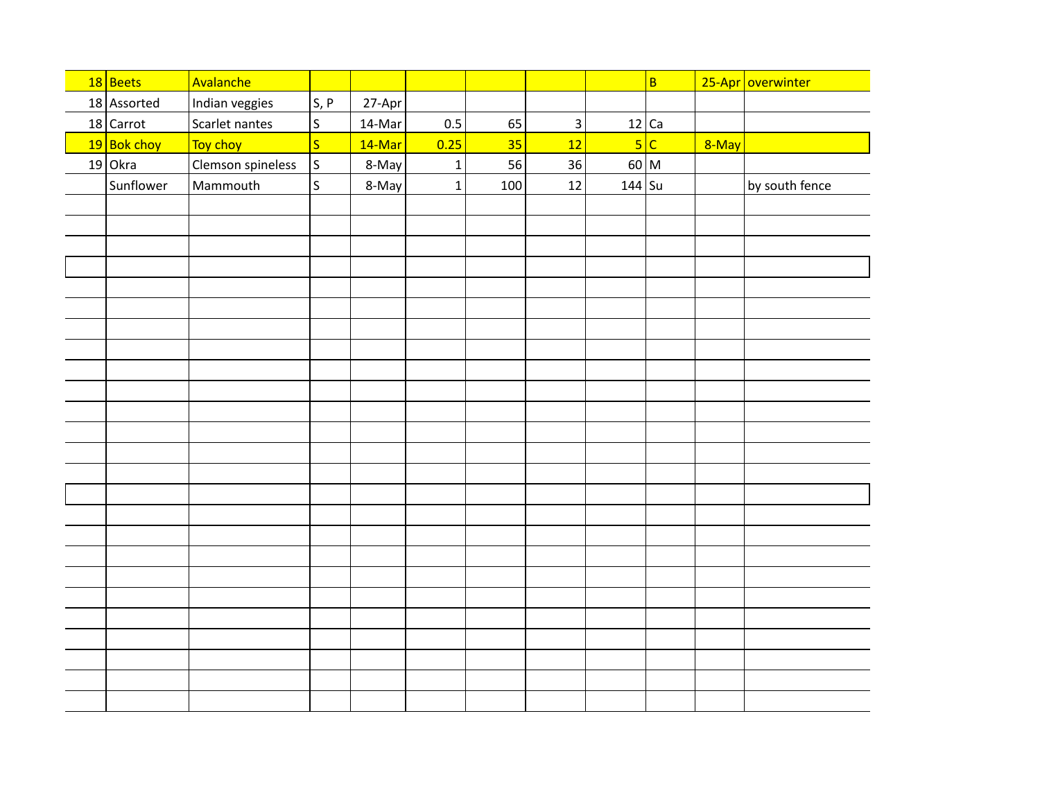| | | | | | | | | | | | |
|---|---|---|---|---|---|---|---|---|---|---|---|
| 18 | Beets | Avalanche | | | | | | | B | 25-Apr | overwinter |
| 18 | Assorted | Indian veggies | S, P | 27-Apr | | | | | | | |
| 18 | Carrot | Scarlet nantes | S | 14-Mar | 0.5 | 65 | 3 | 12 | Ca | | |
| 19 | Bok choy | Toy choy | S | 14-Mar | 0.25 | 35 | 12 | 5 | C | 8-May | |
| 19 | Okra | Clemson spineless | S | 8-May | 1 | 56 | 36 | 60 | M | | |
| | Sunflower | Mammouth | S | 8-May | 1 | 100 | 12 | 144 | Su | | by south fence |